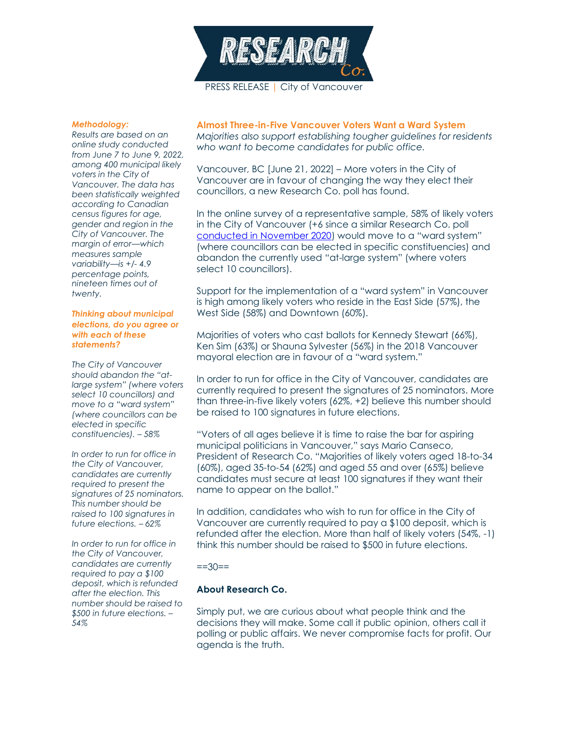PRESS RELEASE | City of Vancouver

## Almost Three-in-Five Vancouver Voters Want a Ward System

*Majorities also support establishing tougher guidelines for residents who want to become candidates for public office.*

Vancouver, BC [June 21, 2022] – More voters in the City of Vancouver are in favour of changing the way they elect their councillors, a new Research Co. poll has found.

In the online survey of a representative sample, 58% of likely voters in the City of Vancouver (+6 since a similar Research Co. poll conducted in November 2020) would move to a "ward system" (where councillors can be elected in specific constituencies) and abandon the currently used "at-large system" (where voters select 10 councillors).

Support for the implementation of a "ward system" in Vancouver is high among likely voters who reside in the East Side (57%), the West Side (58%) and Downtown (60%).

Majorities of voters who cast ballots for Kennedy Stewart (66%), Ken Sim (63%) or Shauna Sylvester (56%) in the 2018 Vancouver mayoral election are in favour of a "ward system."

In order to run for office in the City of Vancouver, candidates are currently required to present the signatures of 25 nominators. More than three-in-five likely voters (62%, +2) believe this number should be raised to 100 signatures in future elections.

"Voters of all ages believe it is time to raise the bar for aspiring municipal politicians in Vancouver," says Mario Canseco, President of Research Co. "Majorities of likely voters aged 18-to-34 (60%), aged 35-to-54 (62%) and aged 55 and over (65%) believe candidates must secure at least 100 signatures if they want their name to appear on the ballot."

In addition, candidates who wish to run for office in the City of Vancouver are currently required to pay a $100 deposit, which is refunded after the election. More than half of likely voters (54%, -1) think this number should be raised to $500 in future elections.

==30==

### About Research Co.

Simply put, we are curious about what people think and the decisions they will make. Some call it public opinion, others call it polling or public affairs. We never compromise facts for profit. Our agenda is the truth.

***Methodology:***

*Results are based on an online study conducted from June 7 to June 9, 2022, among 400 municipal likely voters in the City of Vancouver. The data has been statistically weighted according to Canadian census figures for age, gender and region in the City of Vancouver. The margin of error—which measures sample variability—is +/- 4.9 percentage points, nineteen times out of twenty.*

***Thinking about municipal elections, do you agree or with each of these statements?***

*The City of Vancouver should abandon the "at-large system" (where voters select 10 councillors) and move to a "ward system" (where councillors can be elected in specific constituencies). – 58%*

*In order to run for office in the City of Vancouver, candidates are currently required to present the signatures of 25 nominators. This number should be raised to 100 signatures in future elections. – 62%*

*In order to run for office in the City of Vancouver, candidates are currently required to pay a $100 deposit, which is refunded after the election. This number should be raised to $500 in future elections. – 54%*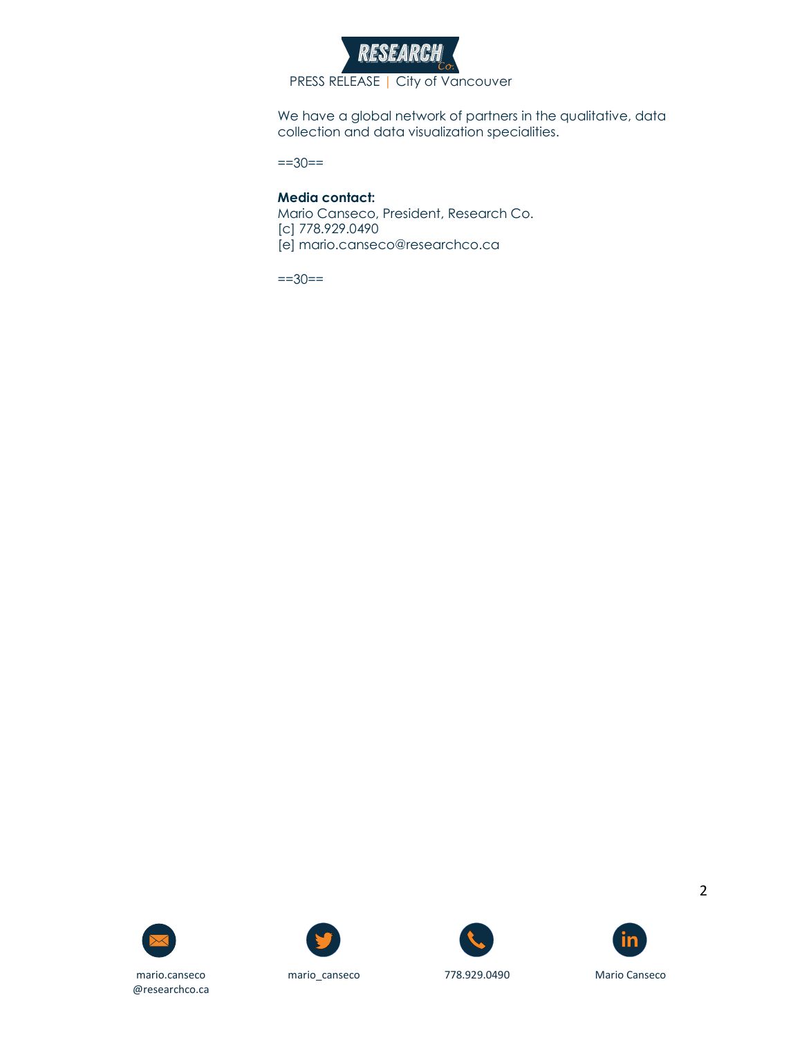We have a global network of partners in the qualitative, data collection and data visualization specialities.

==30==

**Media contact:**
Mario Canseco, President, Research Co.
[c] 778.929.0490
[e] mario.canseco@researchco.ca

==30==